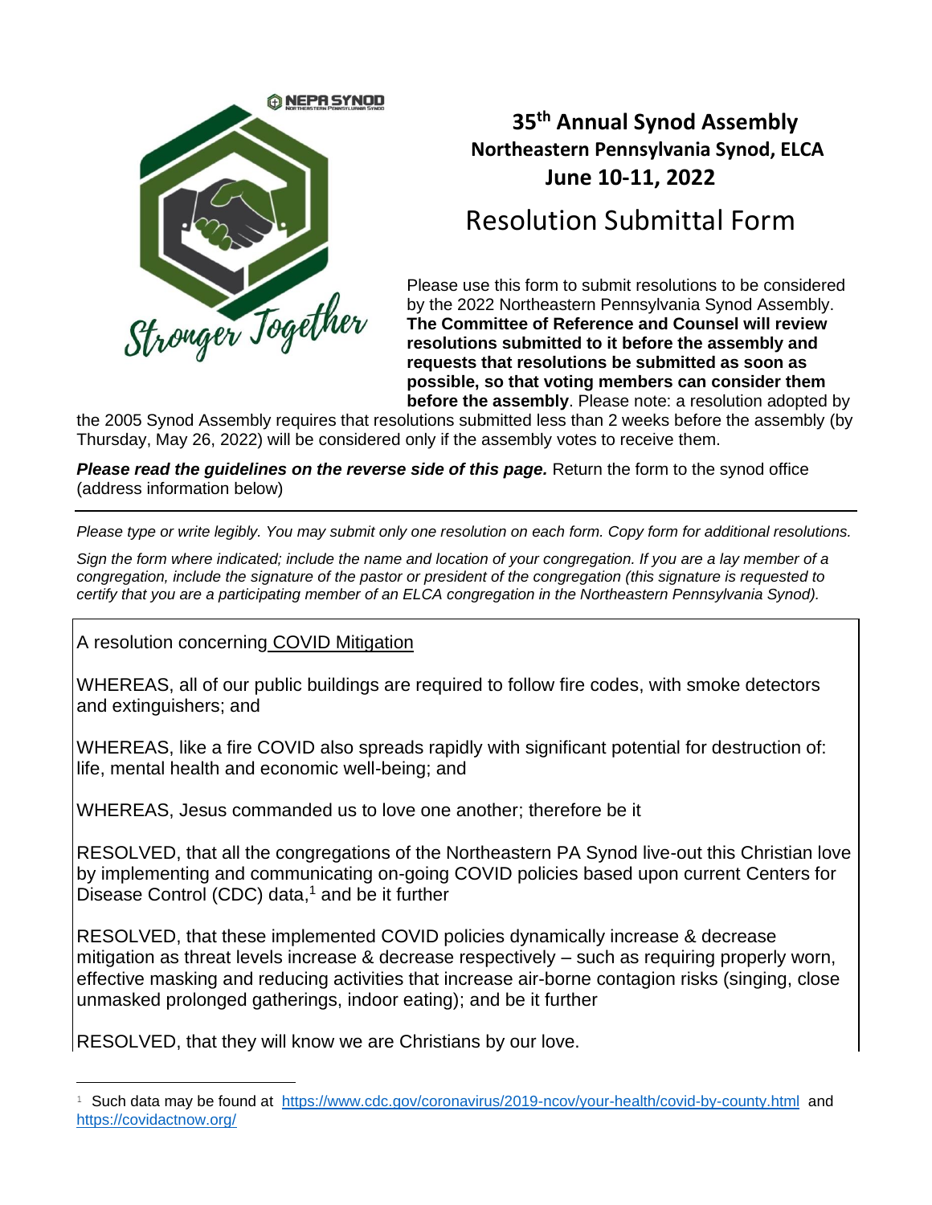NEPA SYNOD

Stronger Together

# 35th Annual Synod Assembly

## Northeastern Pennsylvania Synod, ELCA

## June 10-11, 2022

# Resolution Submittal Form

Please use this form to submit resolutions to be considered by the 2022 Northeastern Pennsylvania Synod Assembly. **The Committee of Reference and Counsel will review resolutions submitted to it before the assembly and requests that resolutions be submitted as soon as possible, so that voting members can consider them before the assembly**. Please note: a resolution adopted by the 2005 Synod Assembly requires that resolutions submitted less than 2 weeks before the assembly (by Thursday, May 26, 2022) will be considered only if the assembly votes to receive them.

***Please read the guidelines on the reverse side of this page.*** Return the form to the synod office (address information below)

---

*Please type or write legibly. You may submit only one resolution on each form. Copy form for additional resolutions.*

*Sign the form where indicated; include the name and location of your congregation. If you are a lay member of a congregation, include the signature of the pastor or president of the congregation (this signature is requested to certify that you are a participating member of an ELCA congregation in the Northeastern Pennsylvania Synod).*

A resolution concerning COVID Mitigation

WHEREAS, all of our public buildings are required to follow fire codes, with smoke detectors and extinguishers; and

WHEREAS, like a fire COVID also spreads rapidly with significant potential for destruction of: life, mental health and economic well-being; and

WHEREAS, Jesus commanded us to love one another; therefore be it

RESOLVED, that all the congregations of the Northeastern PA Synod live-out this Christian love by implementing and communicating on-going COVID policies based upon current Centers for Disease Control (CDC) data,[1] and be it further

RESOLVED, that these implemented COVID policies dynamically increase & decrease mitigation as threat levels increase & decrease respectively – such as requiring properly worn, effective masking and reducing activities that increase air-borne contagion risks (singing, close unmasked prolonged gatherings, indoor eating); and be it further

RESOLVED, that they will know we are Christians by our love.

---

[1] Such data may be found at https://www.cdc.gov/coronavirus/2019-ncov/your-health/covid-by-county.html and https://covidactnow.org/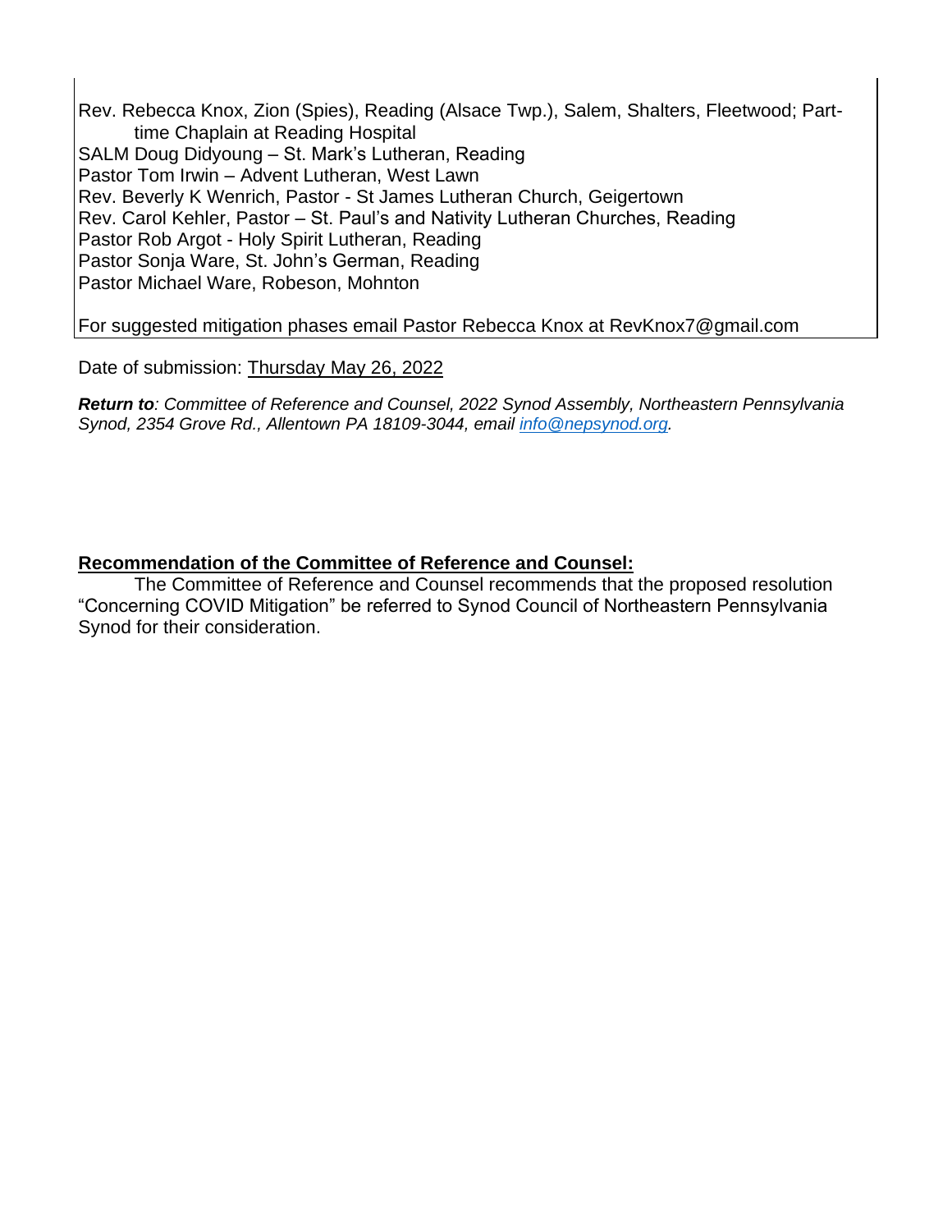Rev. Rebecca Knox, Zion (Spies), Reading (Alsace Twp.), Salem, Shalters, Fleetwood; Part-time Chaplain at Reading Hospital
SALM Doug Didyoung – St. Mark's Lutheran, Reading
Pastor Tom Irwin – Advent Lutheran, West Lawn
Rev. Beverly K Wenrich, Pastor - St James Lutheran Church, Geigertown
Rev. Carol Kehler, Pastor – St. Paul's and Nativity Lutheran Churches, Reading
Pastor Rob Argot - Holy Spirit Lutheran, Reading
Pastor Sonja Ware, St. John's German, Reading
Pastor Michael Ware, Robeson, Mohnton

For suggested mitigation phases email Pastor Rebecca Knox at RevKnox7@gmail.com

Date of submission: Thursday May 26, 2022

***Return to**: Committee of Reference and Counsel, 2022 Synod Assembly, Northeastern Pennsylvania Synod, 2354 Grove Rd., Allentown PA 18109-3044, email info@nepsynod.org.*

**Recommendation of the Committee of Reference and Counsel:**

The Committee of Reference and Counsel recommends that the proposed resolution "Concerning COVID Mitigation" be referred to Synod Council of Northeastern Pennsylvania Synod for their consideration.